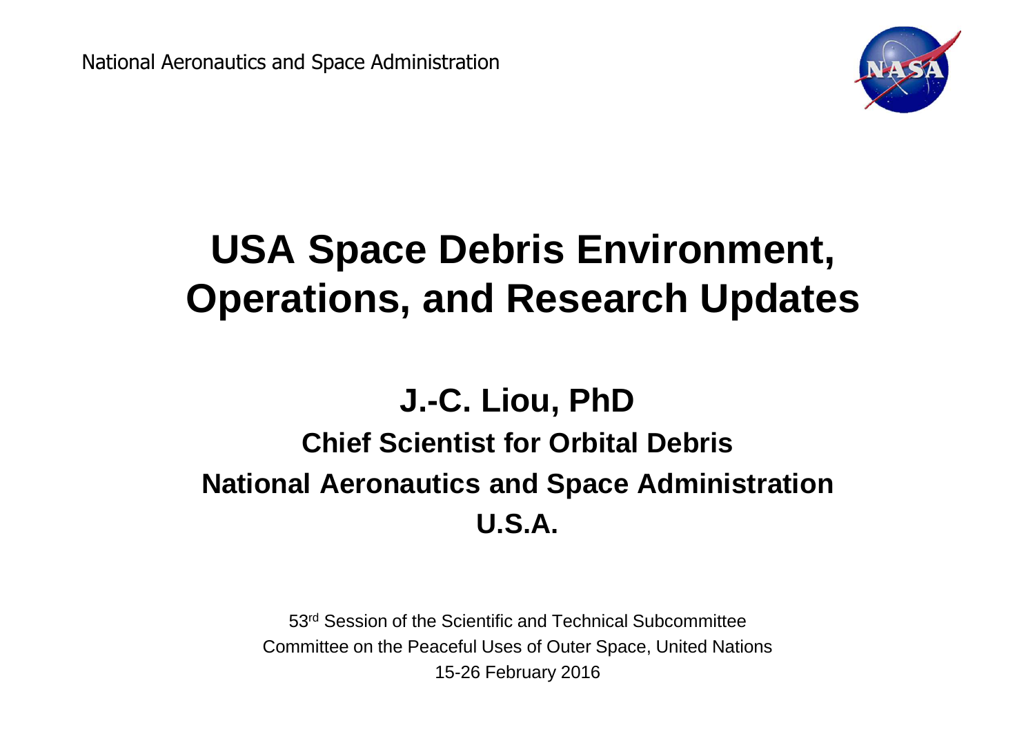National Aeronautics and Space Administration

# USA Space Debris Environment, Operations, and Research Updates

## J.-C. Liou, PhD

### Chief Scientist for Orbital Debris

### National Aeronautics and Space Administration

### U.S.A.

53rd Session of the Scientific and Technical Subcommittee

Committee on the Peaceful Uses of Outer Space, United Nations

15-26 February 2016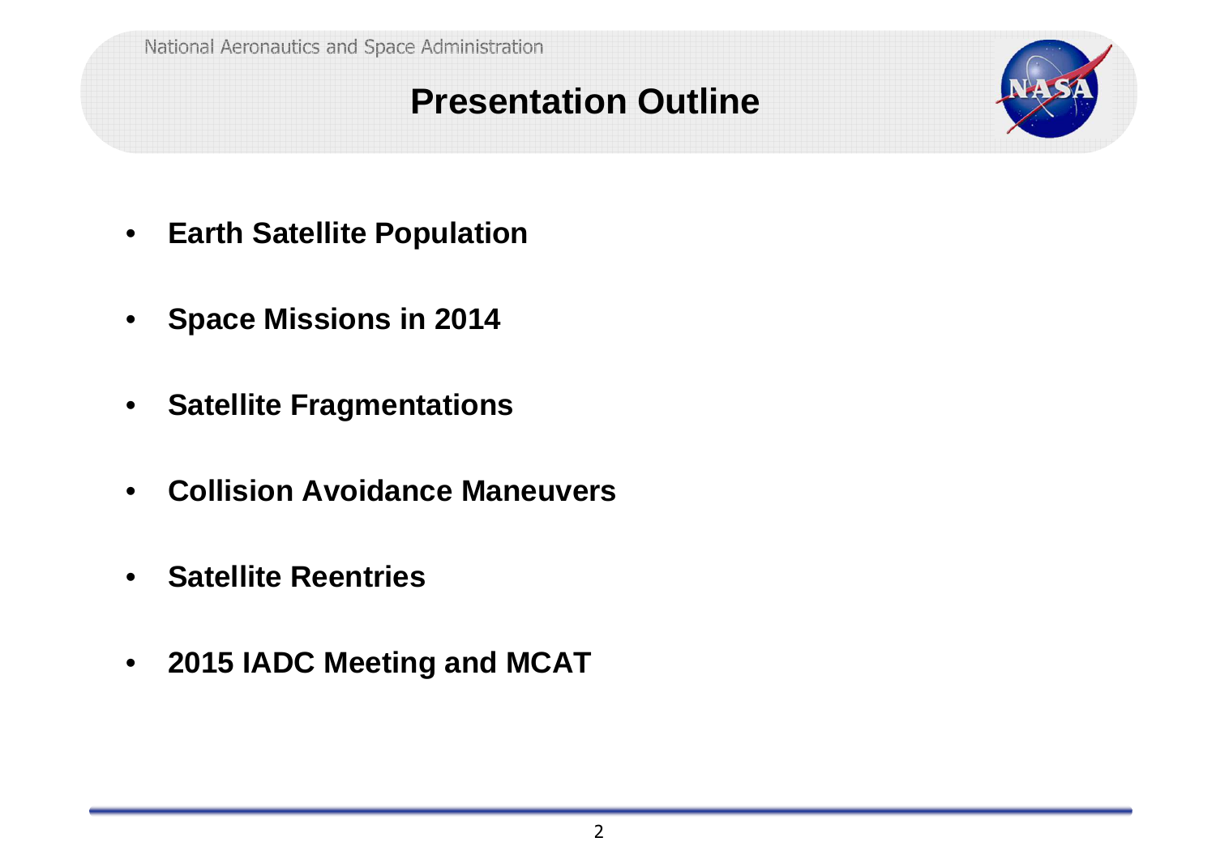# Presentation Outline

- **Earth Satellite Population**
- **Space Missions in 2014**
- **Satellite Fragmentations**
- **Collision Avoidance Maneuvers**
- **Satellite Reentries**
- **2015 IADC Meeting and MCAT**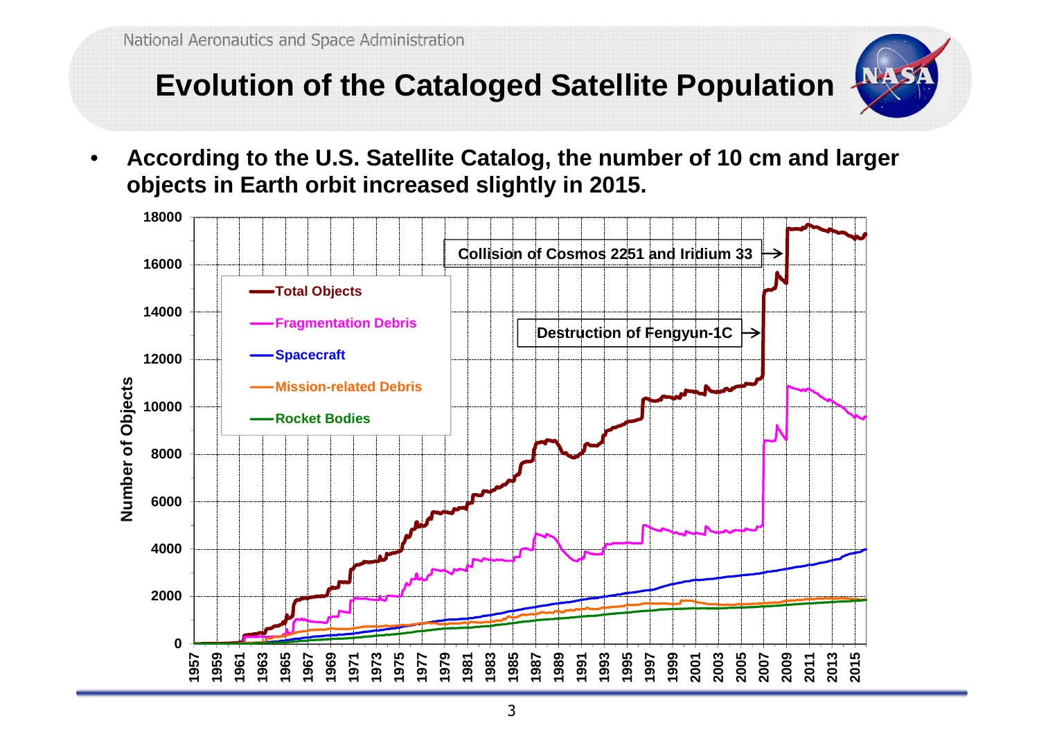# Evolution of the Cataloged Satellite Population

- **According to the U.S. Satellite Catalog, the number of 10 cm and larger objects in Earth orbit increased slightly in 2015.**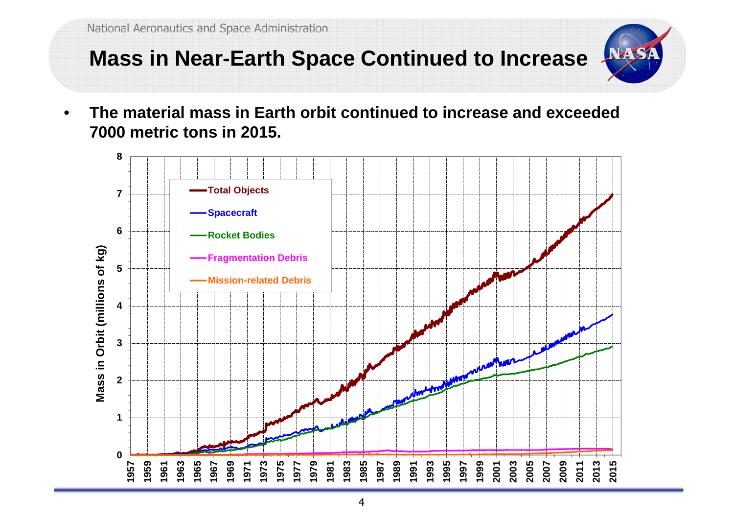# Mass in Near-Earth Space Continued to Increase

- **The material mass in Earth orbit continued to increase and exceeded 7000 metric tons in 2015.**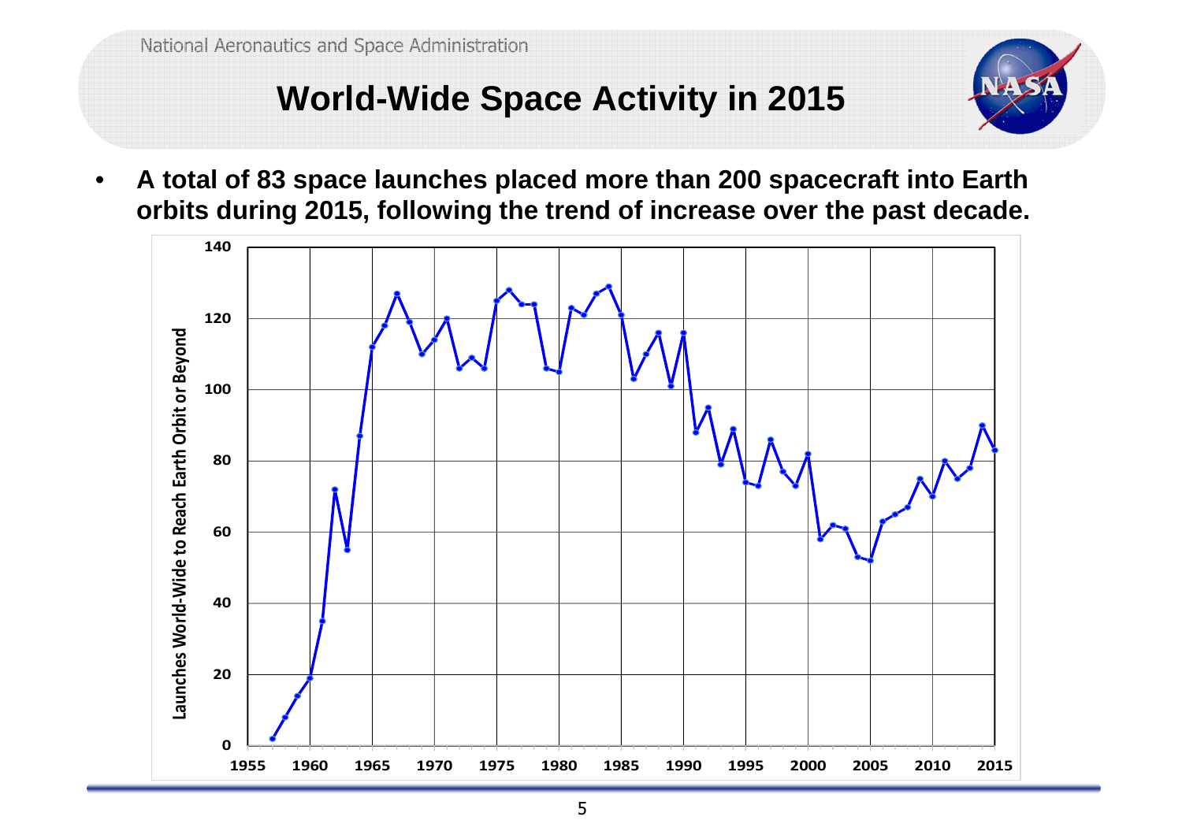# World-Wide Space Activity in 2015

- **A total of 83 space launches placed more than 200 spacecraft into Earth orbits during 2015, following the trend of increase over the past decade.**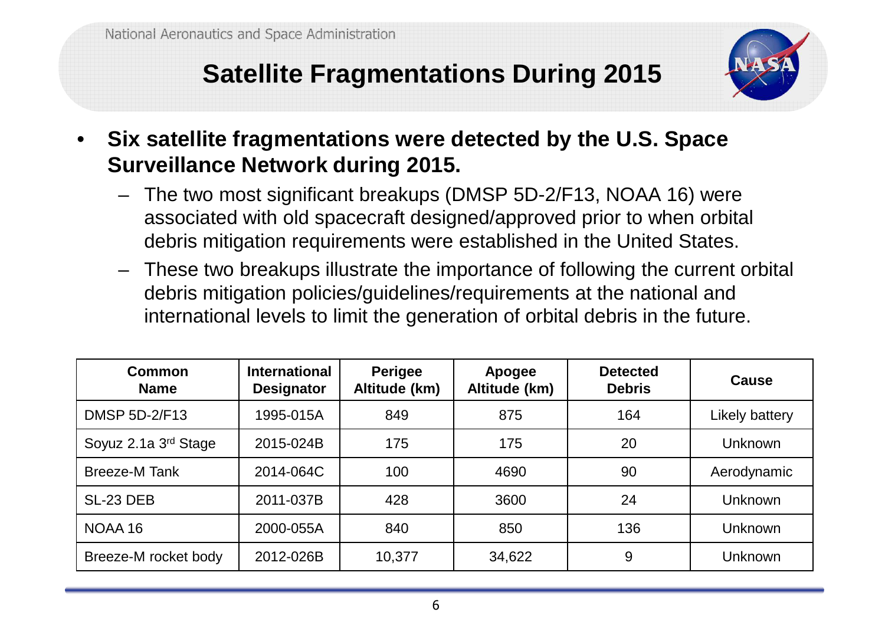# Satellite Fragmentations During 2015

- **Six satellite fragmentations were detected by the U.S. Space Surveillance Network during 2015.**
  - The two most significant breakups (DMSP 5D-2/F13, NOAA 16) were associated with old spacecraft designed/approved prior to when orbital debris mitigation requirements were established in the United States.
  - These two breakups illustrate the importance of following the current orbital debris mitigation policies/guidelines/requirements at the national and international levels to limit the generation of orbital debris in the future.

| Common Name | International Designator | Perigee Altitude (km) | Apogee Altitude (km) | Detected Debris | Cause |
|---|---|---|---|---|---|
| DMSP 5D-2/F13 | 1995-015A | 849 | 875 | 164 | Likely battery |
| Soyuz 2.1a 3rd Stage | 2015-024B | 175 | 175 | 20 | Unknown |
| Breeze-M Tank | 2014-064C | 100 | 4690 | 90 | Aerodynamic |
| SL-23 DEB | 2011-037B | 428 | 3600 | 24 | Unknown |
| NOAA 16 | 2000-055A | 840 | 850 | 136 | Unknown |
| Breeze-M rocket body | 2012-026B | 10,377 | 34,622 | 9 | Unknown |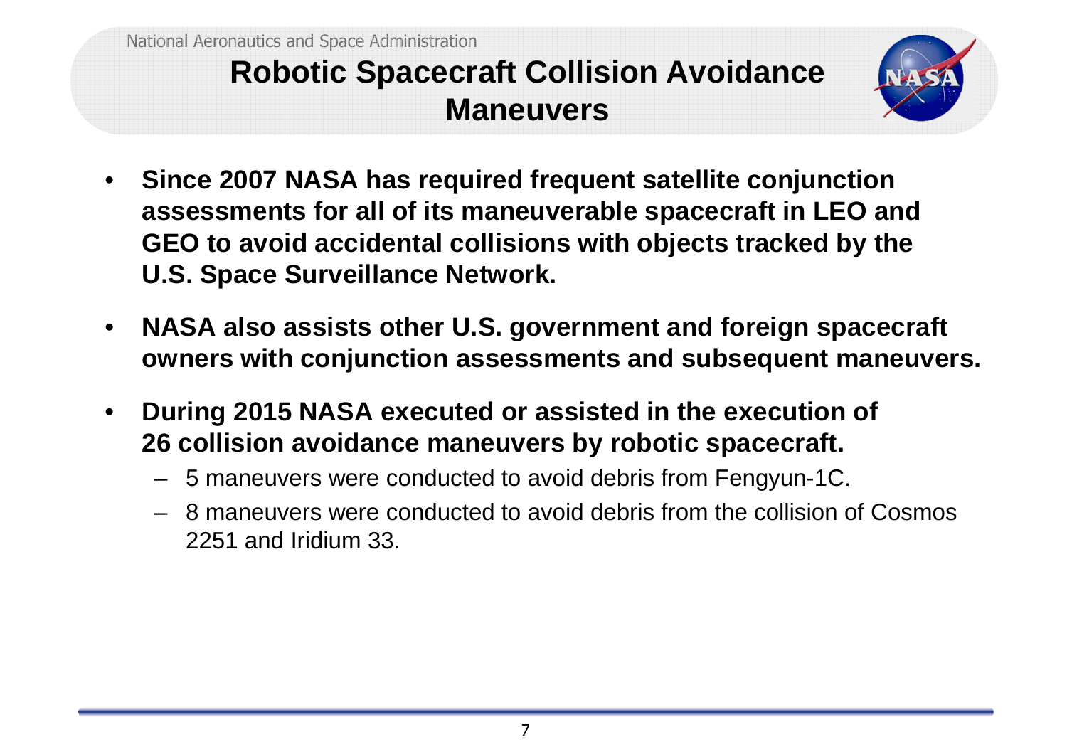# Robotic Spacecraft Collision Avoidance Maneuvers

- **Since 2007 NASA has required frequent satellite conjunction assessments for all of its maneuverable spacecraft in LEO and GEO to avoid accidental collisions with objects tracked by the U.S. Space Surveillance Network.**
- **NASA also assists other U.S. government and foreign spacecraft owners with conjunction assessments and subsequent maneuvers.**
- **During 2015 NASA executed or assisted in the execution of 26 collision avoidance maneuvers by robotic spacecraft.**
  - 5 maneuvers were conducted to avoid debris from Fengyun-1C.
  - 8 maneuvers were conducted to avoid debris from the collision of Cosmos 2251 and Iridium 33.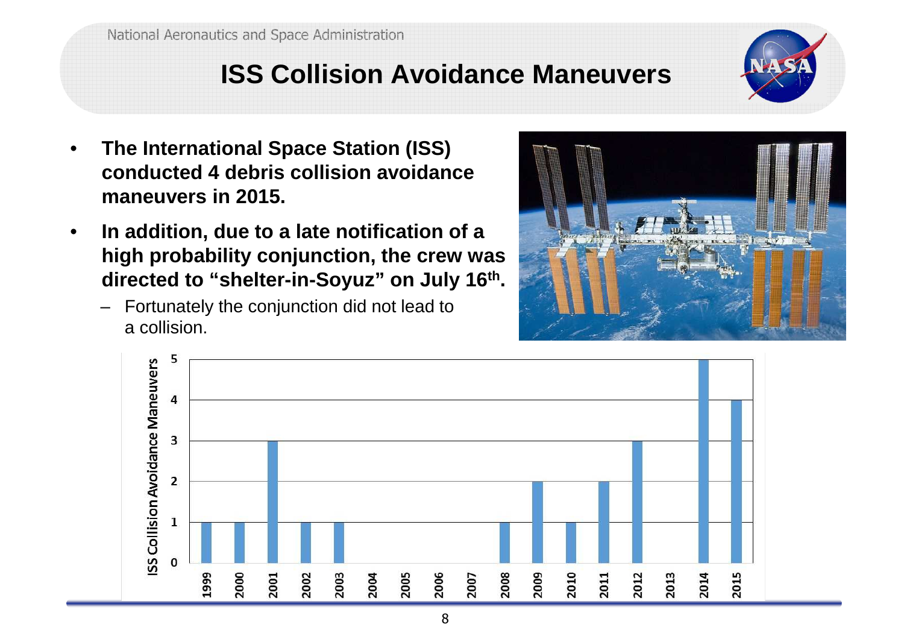# ISS Collision Avoidance Maneuvers

- **The International Space Station (ISS) conducted 4 debris collision avoidance maneuvers in 2015.**
- **In addition, due to a late notification of a high probability conjunction, the crew was directed to "shelter-in-Soyuz" on July 16th.**
  - Fortunately the conjunction did not lead to a collision.

| Year | ISS Collision Avoidance Maneuvers |
|---|---|
| 1999 | 1 |
| 2000 | 1 |
| 2001 | 3 |
| 2002 | 1 |
| 2003 | 1 |
| 2004 | 0 |
| 2005 | 0 |
| 2006 | 0 |
| 2007 | 0 |
| 2008 | 1 |
| 2009 | 2 |
| 2010 | 1 |
| 2011 | 2 |
| 2012 | 3 |
| 2013 | 0 |
| 2014 | 5 |
| 2015 | 4 |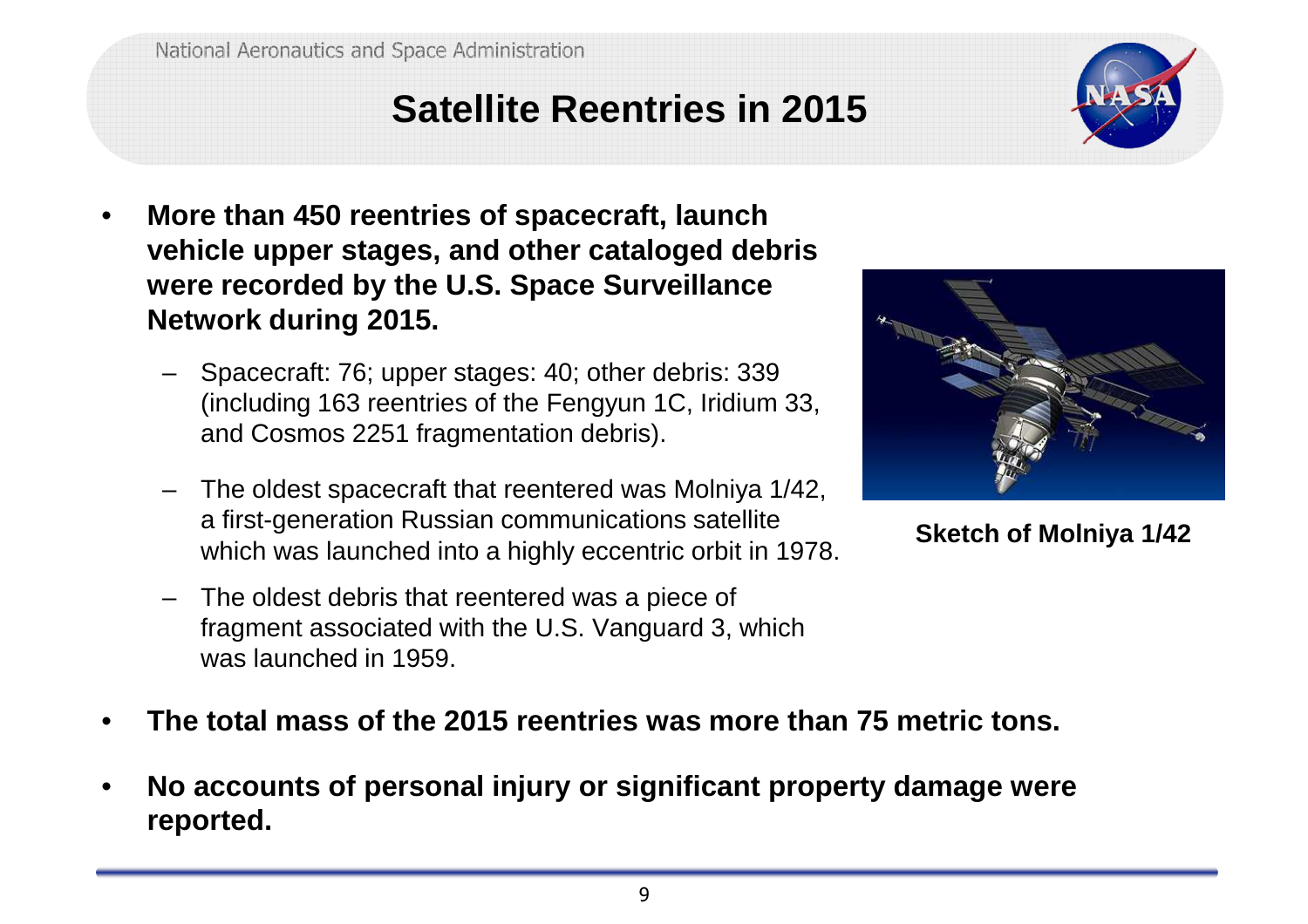# Satellite Reentries in 2015

- **More than 450 reentries of spacecraft, launch vehicle upper stages, and other cataloged debris were recorded by the U.S. Space Surveillance Network during 2015.**
  - Spacecraft: 76; upper stages: 40; other debris: 339 (including 163 reentries of the Fengyun 1C, Iridium 33, and Cosmos 2251 fragmentation debris).
  - The oldest spacecraft that reentered was Molniya 1/42, a first-generation Russian communications satellite which was launched into a highly eccentric orbit in 1978.
  - The oldest debris that reentered was a piece of fragment associated with the U.S. Vanguard 3, which was launched in 1959.

**Sketch of Molniya 1/42**

- **The total mass of the 2015 reentries was more than 75 metric tons.**
- **No accounts of personal injury or significant property damage were reported.**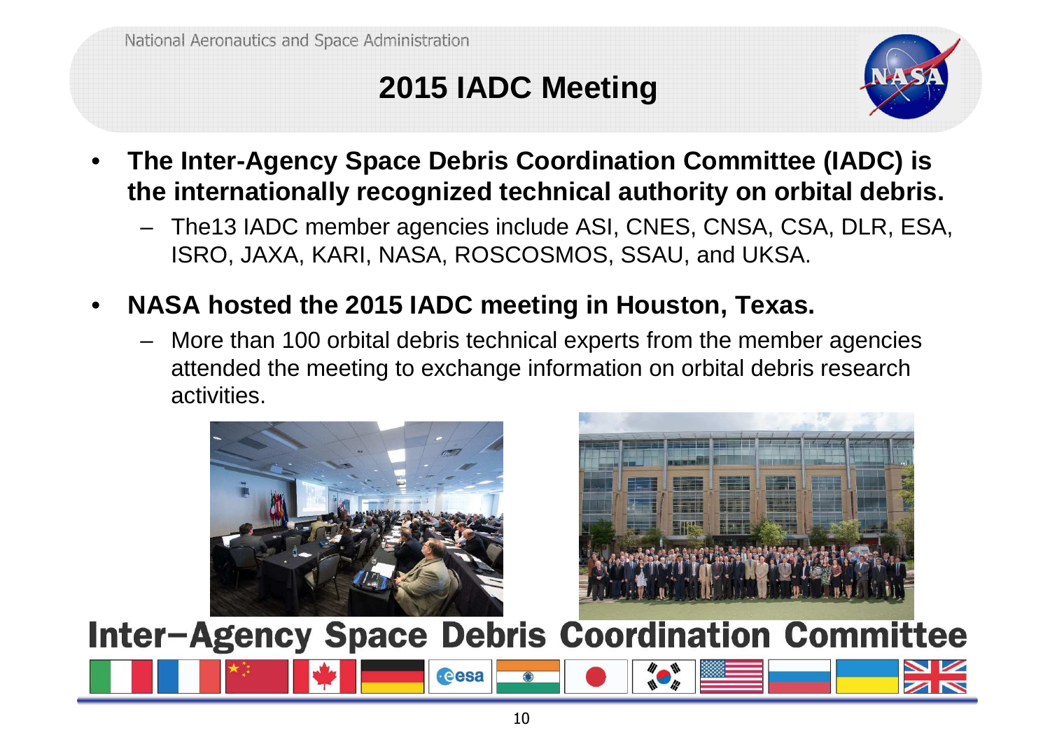## 2015 IADC Meeting

- **The Inter-Agency Space Debris Coordination Committee (IADC) is the internationally recognized technical authority on orbital debris.**
  - The13 IADC member agencies include ASI, CNES, CNSA, CSA, DLR, ESA, ISRO, JAXA, KARI, NASA, ROSCOSMOS, SSAU, and UKSA.
- **NASA hosted the 2015 IADC meeting in Houston, Texas.**
  - More than 100 orbital debris technical experts from the member agencies attended the meeting to exchange information on orbital debris research activities.

**Inter–Agency Space Debris Coordination Committee**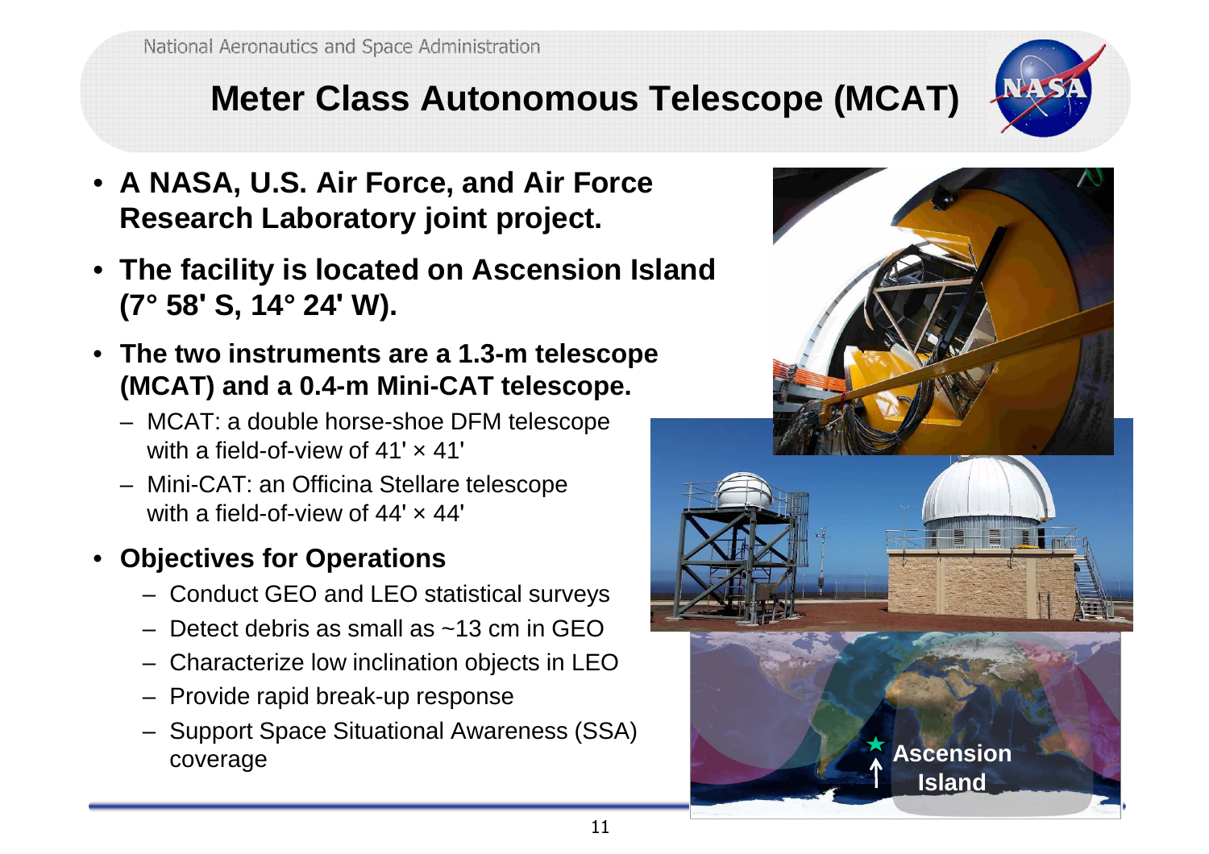# Meter Class Autonomous Telescope (MCAT)

- **A NASA, U.S. Air Force, and Air Force Research Laboratory joint project.**
- **The facility is located on Ascension Island (7° 58' S, 14° 24' W).**
- **The two instruments are a 1.3-m telescope (MCAT) and a 0.4-m Mini-CAT telescope.**
  - MCAT: a double horse-shoe DFM telescope with a field-of-view of 41' × 41'
  - Mini-CAT: an Officina Stellare telescope with a field-of-view of 44' × 44'
- **Objectives for Operations**
  - Conduct GEO and LEO statistical surveys
  - Detect debris as small as ~13 cm in GEO
  - Characterize low inclination objects in LEO
  - Provide rapid break-up response
  - Support Space Situational Awareness (SSA) coverage

Ascension Island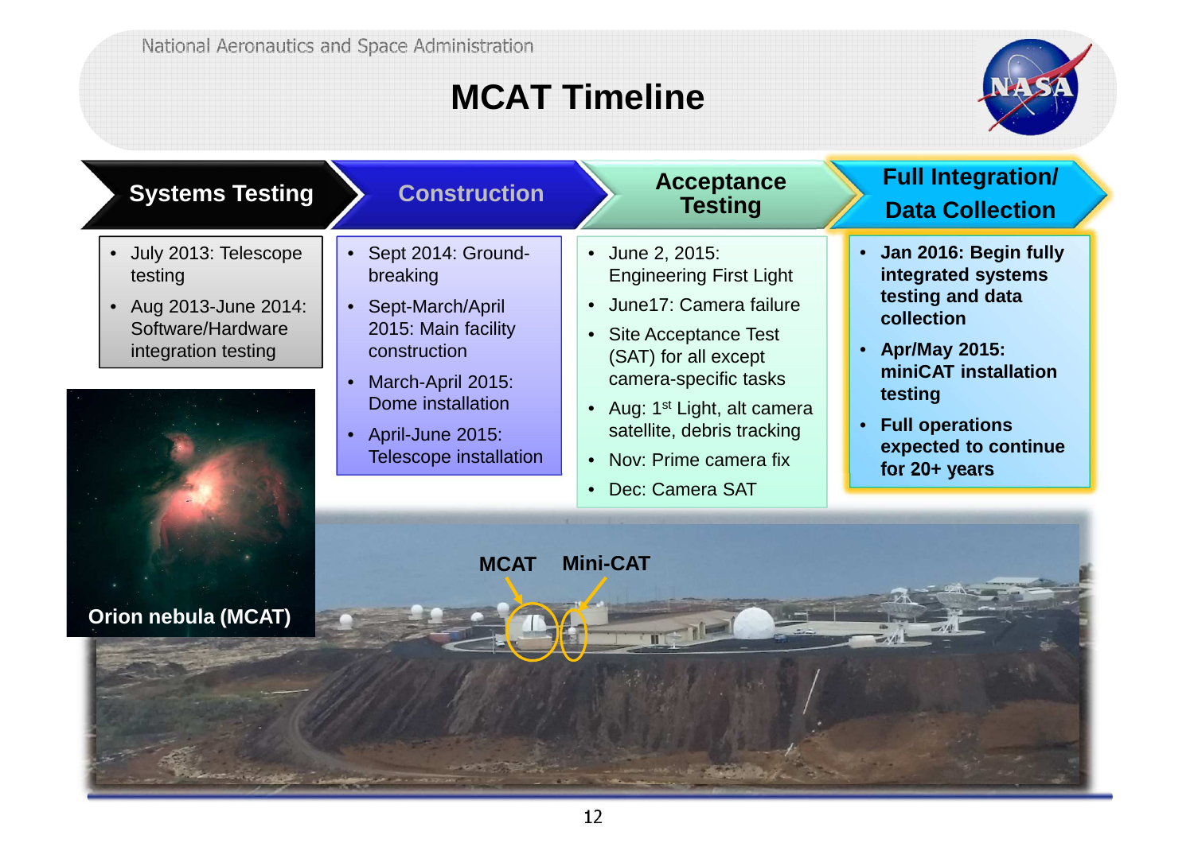# MCAT Timeline

## Systems Testing

- July 2013: Telescope testing
- Aug 2013-June 2014: Software/Hardware integration testing

## Construction

- Sept 2014: Ground-breaking
- Sept-March/April 2015: Main facility construction
- March-April 2015: Dome installation
- April-June 2015: Telescope installation

## Acceptance Testing

- June 2, 2015: Engineering First Light
- June17: Camera failure
- Site Acceptance Test (SAT) for all except camera-specific tasks
- Aug: 1st Light, alt camera satellite, debris tracking
- Nov: Prime camera fix
- Dec: Camera SAT

## Full Integration/ Data Collection

- **Jan 2016: Begin fully integrated systems testing and data collection**
- **Apr/May 2015: miniCAT installation testing**
- **Full operations expected to continue for 20+ years**

Orion nebula (MCAT)

MCAT

Mini-CAT